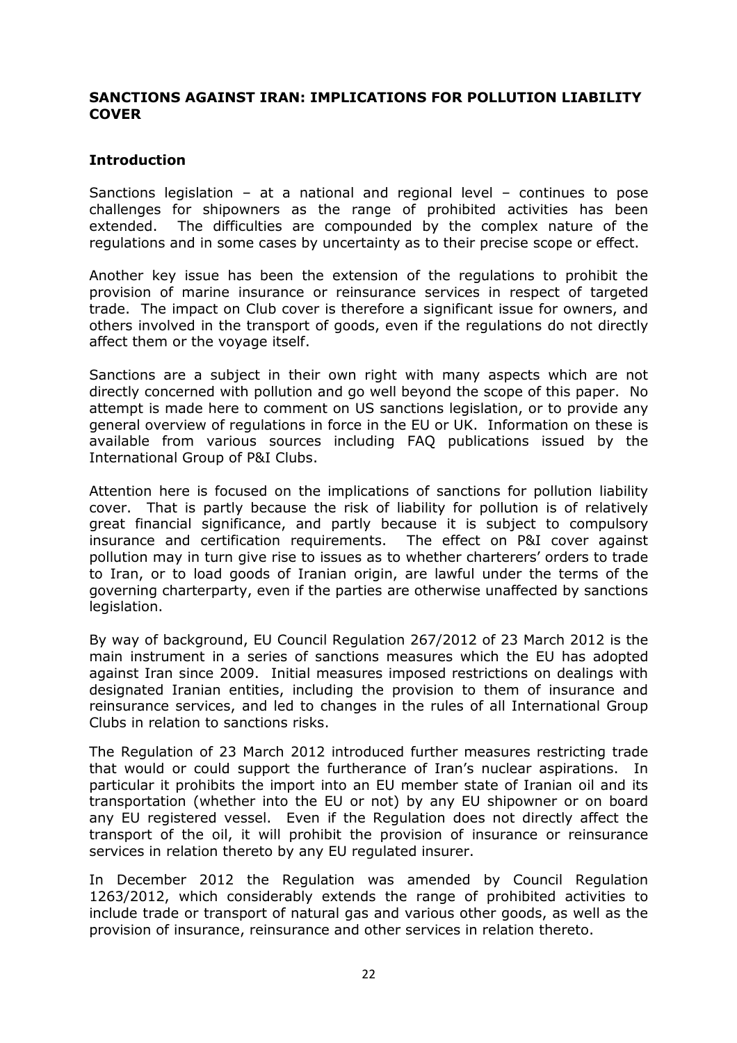## SANCTIONS AGAINST IRAN: IMPLICATIONS FOR POLLUTION LIABILITY COVER

### Introduction

Sanctions legislation – at a national and regional level – continues to pose challenges for shipowners as the range of prohibited activities has been extended. The difficulties are compounded by the complex nature of the regulations and in some cases by uncertainty as to their precise scope or effect.

Another key issue has been the extension of the regulations to prohibit the provision of marine insurance or reinsurance services in respect of targeted trade. The impact on Club cover is therefore a significant issue for owners, and others involved in the transport of goods, even if the regulations do not directly affect them or the voyage itself.

Sanctions are a subject in their own right with many aspects which are not directly concerned with pollution and go well beyond the scope of this paper. No attempt is made here to comment on US sanctions legislation, or to provide any general overview of regulations in force in the EU or UK. Information on these is available from various sources including FAQ publications issued by the International Group of P&I Clubs.

Attention here is focused on the implications of sanctions for pollution liability cover. That is partly because the risk of liability for pollution is of relatively great financial significance, and partly because it is subject to compulsory insurance and certification requirements. The effect on P&I cover against pollution may in turn give rise to issues as to whether charterers' orders to trade to Iran, or to load goods of Iranian origin, are lawful under the terms of the governing charterparty, even if the parties are otherwise unaffected by sanctions legislation.

By way of background, EU Council Regulation 267/2012 of 23 March 2012 is the main instrument in a series of sanctions measures which the EU has adopted against Iran since 2009. Initial measures imposed restrictions on dealings with designated Iranian entities, including the provision to them of insurance and reinsurance services, and led to changes in the rules of all International Group Clubs in relation to sanctions risks.

The Regulation of 23 March 2012 introduced further measures restricting trade that would or could support the furtherance of Iran's nuclear aspirations. In particular it prohibits the import into an EU member state of Iranian oil and its transportation (whether into the EU or not) by any EU shipowner or on board any EU registered vessel. Even if the Regulation does not directly affect the transport of the oil, it will prohibit the provision of insurance or reinsurance services in relation thereto by any EU regulated insurer.

In December 2012 the Regulation was amended by Council Regulation 1263/2012, which considerably extends the range of prohibited activities to include trade or transport of natural gas and various other goods, as well as the provision of insurance, reinsurance and other services in relation thereto.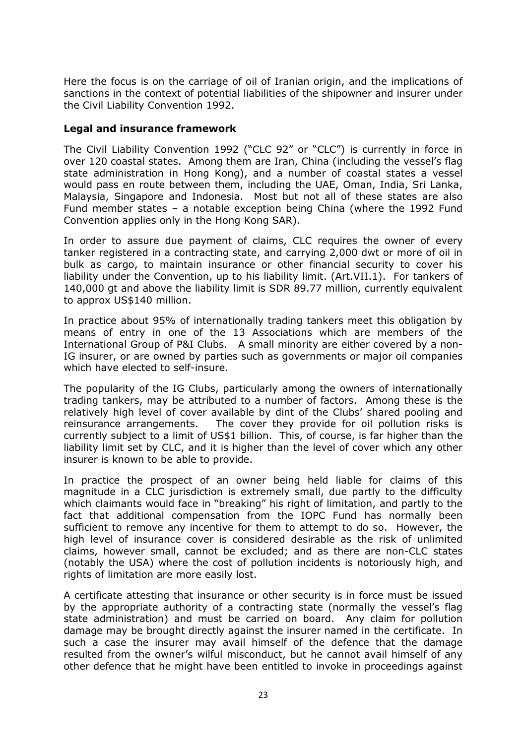Here the focus is on the carriage of oil of Iranian origin, and the implications of sanctions in the context of potential liabilities of the shipowner and insurer under the Civil Liability Convention 1992.

**Legal and insurance framework**

The Civil Liability Convention 1992 ("CLC 92" or "CLC") is currently in force in over 120 coastal states. Among them are Iran, China (including the vessel's flag state administration in Hong Kong), and a number of coastal states a vessel would pass en route between them, including the UAE, Oman, India, Sri Lanka, Malaysia, Singapore and Indonesia. Most but not all of these states are also Fund member states – a notable exception being China (where the 1992 Fund Convention applies only in the Hong Kong SAR).

In order to assure due payment of claims, CLC requires the owner of every tanker registered in a contracting state, and carrying 2,000 dwt or more of oil in bulk as cargo, to maintain insurance or other financial security to cover his liability under the Convention, up to his liability limit. (Art.VII.1). For tankers of 140,000 gt and above the liability limit is SDR 89.77 million, currently equivalent to approx US$140 million.

In practice about 95% of internationally trading tankers meet this obligation by means of entry in one of the 13 Associations which are members of the International Group of P&I Clubs. A small minority are either covered by a non-IG insurer, or are owned by parties such as governments or major oil companies which have elected to self-insure.

The popularity of the IG Clubs, particularly among the owners of internationally trading tankers, may be attributed to a number of factors. Among these is the relatively high level of cover available by dint of the Clubs' shared pooling and reinsurance arrangements. The cover they provide for oil pollution risks is currently subject to a limit of US$1 billion. This, of course, is far higher than the liability limit set by CLC, and it is higher than the level of cover which any other insurer is known to be able to provide.

In practice the prospect of an owner being held liable for claims of this magnitude in a CLC jurisdiction is extremely small, due partly to the difficulty which claimants would face in "breaking" his right of limitation, and partly to the fact that additional compensation from the IOPC Fund has normally been sufficient to remove any incentive for them to attempt to do so. However, the high level of insurance cover is considered desirable as the risk of unlimited claims, however small, cannot be excluded; and as there are non-CLC states (notably the USA) where the cost of pollution incidents is notoriously high, and rights of limitation are more easily lost.

A certificate attesting that insurance or other security is in force must be issued by the appropriate authority of a contracting state (normally the vessel's flag state administration) and must be carried on board. Any claim for pollution damage may be brought directly against the insurer named in the certificate. In such a case the insurer may avail himself of the defence that the damage resulted from the owner's wilful misconduct, but he cannot avail himself of any other defence that he might have been entitled to invoke in proceedings against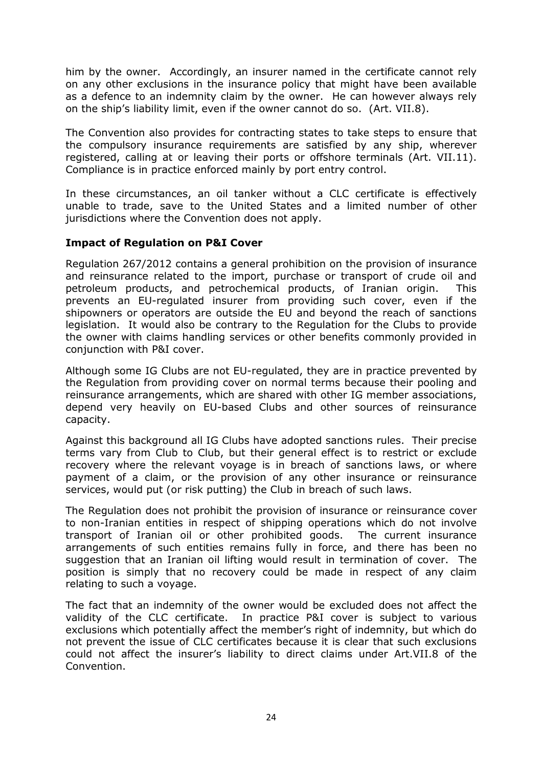him by the owner. Accordingly, an insurer named in the certificate cannot rely on any other exclusions in the insurance policy that might have been available as a defence to an indemnity claim by the owner. He can however always rely on the ship's liability limit, even if the owner cannot do so. (Art. VII.8).

The Convention also provides for contracting states to take steps to ensure that the compulsory insurance requirements are satisfied by any ship, wherever registered, calling at or leaving their ports or offshore terminals (Art. VII.11). Compliance is in practice enforced mainly by port entry control.

In these circumstances, an oil tanker without a CLC certificate is effectively unable to trade, save to the United States and a limited number of other jurisdictions where the Convention does not apply.

**Impact of Regulation on P&I Cover**

Regulation 267/2012 contains a general prohibition on the provision of insurance and reinsurance related to the import, purchase or transport of crude oil and petroleum products, and petrochemical products, of Iranian origin. This prevents an EU-regulated insurer from providing such cover, even if the shipowners or operators are outside the EU and beyond the reach of sanctions legislation. It would also be contrary to the Regulation for the Clubs to provide the owner with claims handling services or other benefits commonly provided in conjunction with P&I cover.

Although some IG Clubs are not EU-regulated, they are in practice prevented by the Regulation from providing cover on normal terms because their pooling and reinsurance arrangements, which are shared with other IG member associations, depend very heavily on EU-based Clubs and other sources of reinsurance capacity.

Against this background all IG Clubs have adopted sanctions rules. Their precise terms vary from Club to Club, but their general effect is to restrict or exclude recovery where the relevant voyage is in breach of sanctions laws, or where payment of a claim, or the provision of any other insurance or reinsurance services, would put (or risk putting) the Club in breach of such laws.

The Regulation does not prohibit the provision of insurance or reinsurance cover to non-Iranian entities in respect of shipping operations which do not involve transport of Iranian oil or other prohibited goods. The current insurance arrangements of such entities remains fully in force, and there has been no suggestion that an Iranian oil lifting would result in termination of cover. The position is simply that no recovery could be made in respect of any claim relating to such a voyage.

The fact that an indemnity of the owner would be excluded does not affect the validity of the CLC certificate. In practice P&I cover is subject to various exclusions which potentially affect the member's right of indemnity, but which do not prevent the issue of CLC certificates because it is clear that such exclusions could not affect the insurer's liability to direct claims under Art.VII.8 of the Convention.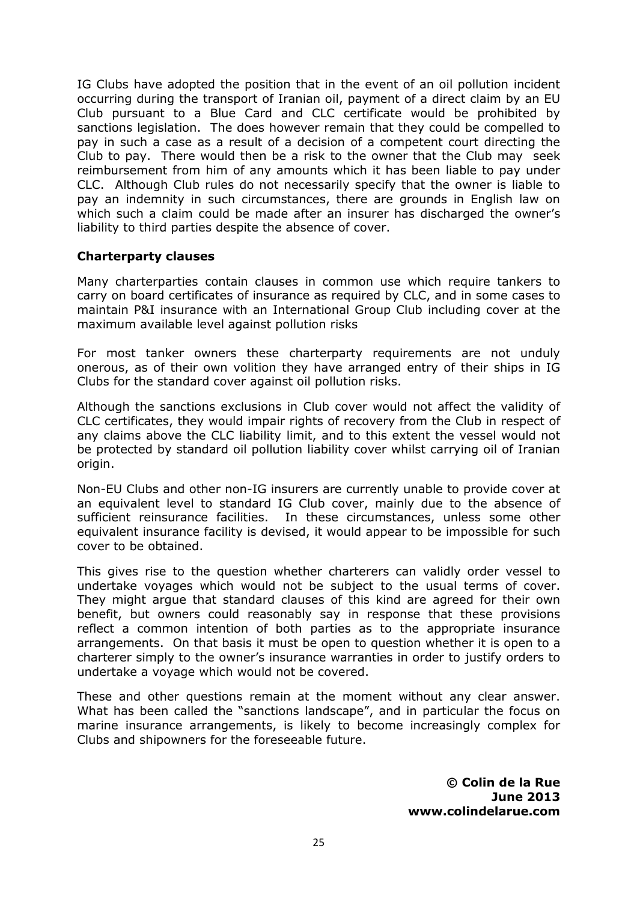IG Clubs have adopted the position that in the event of an oil pollution incident occurring during the transport of Iranian oil, payment of a direct claim by an EU Club pursuant to a Blue Card and CLC certificate would be prohibited by sanctions legislation. The does however remain that they could be compelled to pay in such a case as a result of a decision of a competent court directing the Club to pay. There would then be a risk to the owner that the Club may seek reimbursement from him of any amounts which it has been liable to pay under CLC. Although Club rules do not necessarily specify that the owner is liable to pay an indemnity in such circumstances, there are grounds in English law on which such a claim could be made after an insurer has discharged the owner's liability to third parties despite the absence of cover.

### Charterparty clauses

Many charterparties contain clauses in common use which require tankers to carry on board certificates of insurance as required by CLC, and in some cases to maintain P&I insurance with an International Group Club including cover at the maximum available level against pollution risks

For most tanker owners these charterparty requirements are not unduly onerous, as of their own volition they have arranged entry of their ships in IG Clubs for the standard cover against oil pollution risks.

Although the sanctions exclusions in Club cover would not affect the validity of CLC certificates, they would impair rights of recovery from the Club in respect of any claims above the CLC liability limit, and to this extent the vessel would not be protected by standard oil pollution liability cover whilst carrying oil of Iranian origin.

Non-EU Clubs and other non-IG insurers are currently unable to provide cover at an equivalent level to standard IG Club cover, mainly due to the absence of sufficient reinsurance facilities. In these circumstances, unless some other equivalent insurance facility is devised, it would appear to be impossible for such cover to be obtained.

This gives rise to the question whether charterers can validly order vessel to undertake voyages which would not be subject to the usual terms of cover. They might argue that standard clauses of this kind are agreed for their own benefit, but owners could reasonably say in response that these provisions reflect a common intention of both parties as to the appropriate insurance arrangements. On that basis it must be open to question whether it is open to a charterer simply to the owner's insurance warranties in order to justify orders to undertake a voyage which would not be covered.

These and other questions remain at the moment without any clear answer. What has been called the "sanctions landscape", and in particular the focus on marine insurance arrangements, is likely to become increasingly complex for Clubs and shipowners for the foreseeable future.

**© Colin de la Rue**
**June 2013**
**www.colindelarue.com**